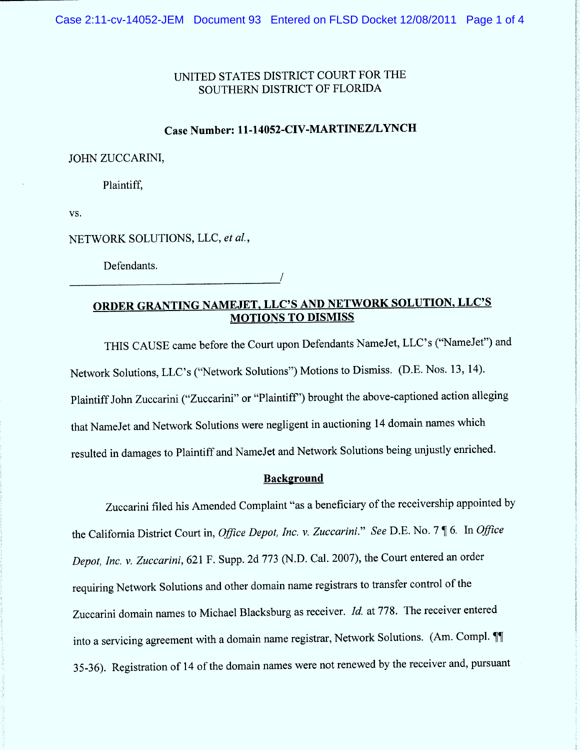UNITED STATES DISTRICT COURT FOR THE
SOUTHERN DISTRICT OF FLORIDA

**Case Number: 11-14052-CIV-MARTINEZ/LYNCH**

JOHN ZUCCARINI,

Plaintiff,

vs.

NETWORK SOLUTIONS, LLC, *et al.*,

Defendants.
_________________________________/

## ORDER GRANTING NAMEJET, LLC'S AND NETWORK SOLUTION, LLC'S MOTIONS TO DISMISS

THIS CAUSE came before the Court upon Defendants NameJet, LLC's ("NameJet") and Network Solutions, LLC's ("Network Solutions") Motions to Dismiss. (D.E. Nos. 13, 14). Plaintiff John Zuccarini ("Zuccarini" or "Plaintiff") brought the above-captioned action alleging that NameJet and Network Solutions were negligent in auctioning 14 domain names which resulted in damages to Plaintiff and NameJet and Network Solutions being unjustly enriched.

### Background

Zuccarini filed his Amended Complaint "as a beneficiary of the receivership appointed by the California District Court in, *Office Depot, Inc. v. Zuccarini*." *See* D.E. No. 7 ¶ 6. In *Office Depot, Inc. v. Zuccarini*, 621 F. Supp. 2d 773 (N.D. Cal. 2007), the Court entered an order requiring Network Solutions and other domain name registrars to transfer control of the Zuccarini domain names to Michael Blacksburg as receiver. *Id.* at 778. The receiver entered into a servicing agreement with a domain name registrar, Network Solutions. (Am. Compl. ¶¶ 35-36). Registration of 14 of the domain names were not renewed by the receiver and, pursuant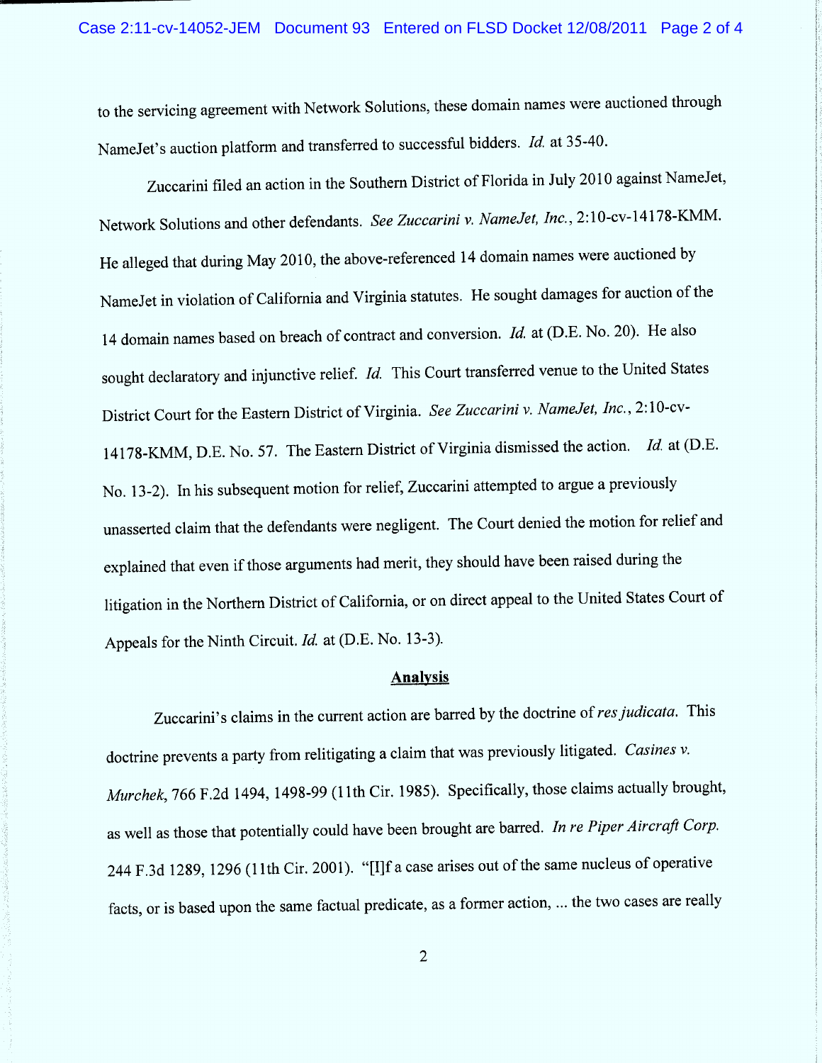to the servicing agreement with Network Solutions, these domain names were auctioned through NameJet's auction platform and transferred to successful bidders. *Id.* at 35-40.

Zuccarini filed an action in the Southern District of Florida in July 2010 against NameJet, Network Solutions and other defendants. *See Zuccarini v. NameJet, Inc.*, 2:10-cv-14178-KMM. He alleged that during May 2010, the above-referenced 14 domain names were auctioned by NameJet in violation of California and Virginia statutes. He sought damages for auction of the 14 domain names based on breach of contract and conversion. *Id.* at (D.E. No. 20). He also sought declaratory and injunctive relief. *Id.* This Court transferred venue to the United States District Court for the Eastern District of Virginia. *See Zuccarini v. NameJet, Inc.*, 2:10-cv-14178-KMM, D.E. No. 57. The Eastern District of Virginia dismissed the action. *Id.* at (D.E. No. 13-2). In his subsequent motion for relief, Zuccarini attempted to argue a previously unasserted claim that the defendants were negligent. The Court denied the motion for relief and explained that even if those arguments had merit, they should have been raised during the litigation in the Northern District of California, or on direct appeal to the United States Court of Appeals for the Ninth Circuit. *Id.* at (D.E. No. 13-3).

## Analysis

Zuccarini's claims in the current action are barred by the doctrine of *res judicata*. This doctrine prevents a party from relitigating a claim that was previously litigated. *Casines v. Murchek*, 766 F.2d 1494, 1498-99 (11th Cir. 1985). Specifically, those claims actually brought, as well as those that potentially could have been brought are barred. *In re Piper Aircraft Corp.* 244 F.3d 1289, 1296 (11th Cir. 2001). "[I]f a case arises out of the same nucleus of operative facts, or is based upon the same factual predicate, as a former action, ... the two cases are really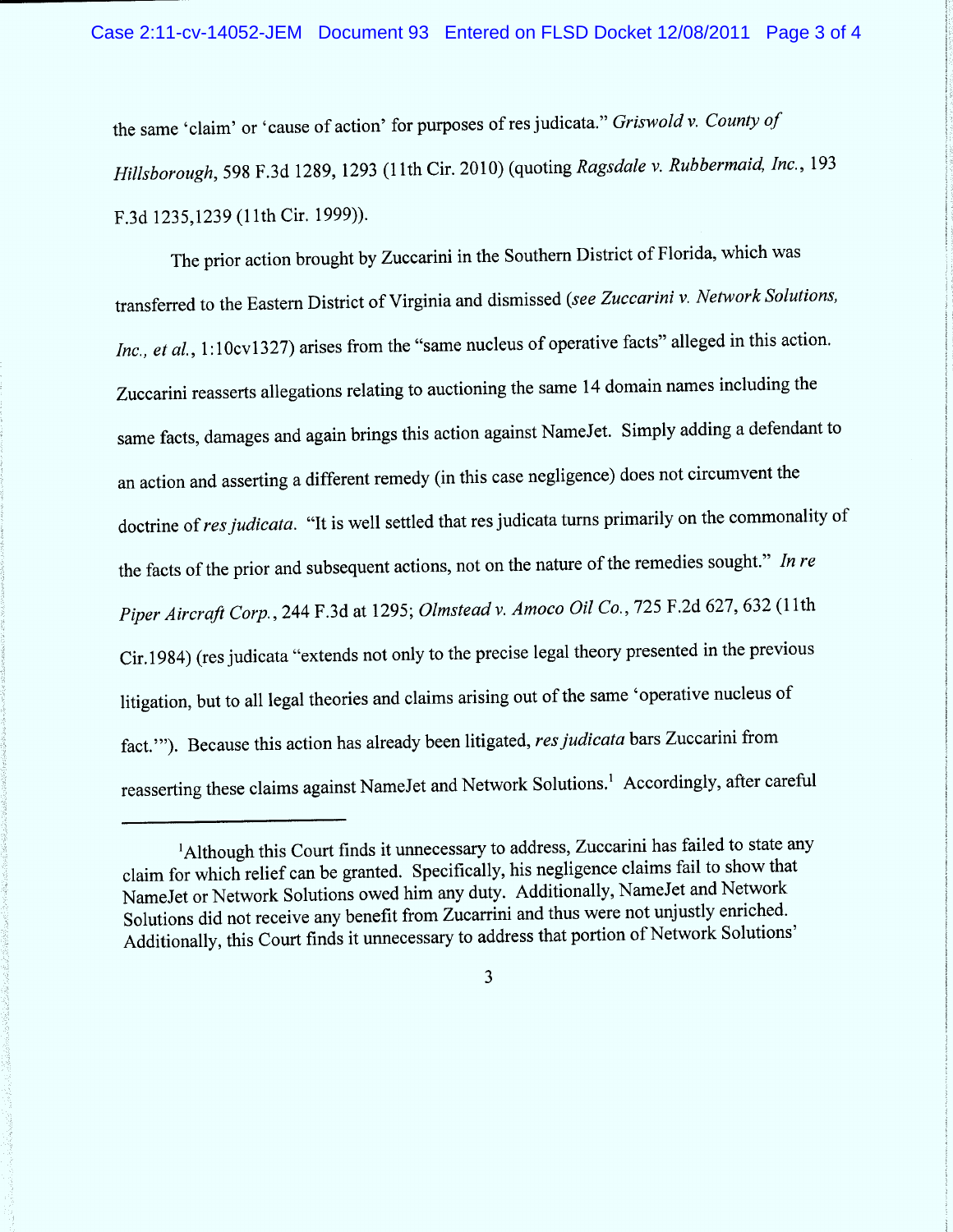the same 'claim' or 'cause of action' for purposes of res judicata." *Griswold v. County of Hillsborough*, 598 F.3d 1289, 1293 (11th Cir. 2010) (quoting *Ragsdale v. Rubbermaid, Inc.*, 193 F.3d 1235,1239 (11th Cir. 1999)).

The prior action brought by Zuccarini in the Southern District of Florida, which was transferred to the Eastern District of Virginia and dismissed (*see Zuccarini v. Network Solutions, Inc., et al.*, 1:10cv1327) arises from the "same nucleus of operative facts" alleged in this action. Zuccarini reasserts allegations relating to auctioning the same 14 domain names including the same facts, damages and again brings this action against NameJet. Simply adding a defendant to an action and asserting a different remedy (in this case negligence) does not circumvent the doctrine of *res judicata*. "It is well settled that res judicata turns primarily on the commonality of the facts of the prior and subsequent actions, not on the nature of the remedies sought." *In re Piper Aircraft Corp.*, 244 F.3d at 1295; *Olmstead v. Amoco Oil Co.*, 725 F.2d 627, 632 (11th Cir.1984) (res judicata "extends not only to the precise legal theory presented in the previous litigation, but to all legal theories and claims arising out of the same 'operative nucleus of fact.'"). Because this action has already been litigated, *res judicata* bars Zuccarini from reasserting these claims against NameJet and Network Solutions.[1] Accordingly, after careful

---

[1]Although this Court finds it unnecessary to address, Zuccarini has failed to state any claim for which relief can be granted. Specifically, his negligence claims fail to show that NameJet or Network Solutions owed him any duty. Additionally, NameJet and Network Solutions did not receive any benefit from Zucarrini and thus were not unjustly enriched. Additionally, this Court finds it unnecessary to address that portion of Network Solutions'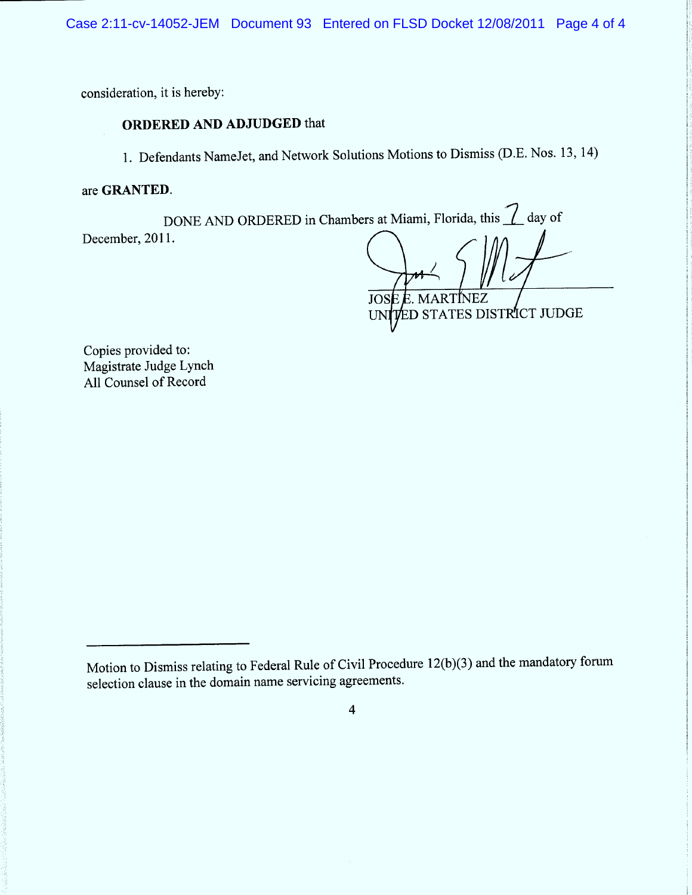consideration, it is hereby:

**ORDERED AND ADJUDGED** that

1. Defendants NameJet, and Network Solutions Motions to Dismiss (D.E. Nos. 13, 14) are **GRANTED**.

DONE AND ORDERED in Chambers at Miami, Florida, this 7 day of December, 2011.

JOSE E. MARTINEZ
UNITED STATES DISTRICT JUDGE

Copies provided to:
Magistrate Judge Lynch
All Counsel of Record

---

Motion to Dismiss relating to Federal Rule of Civil Procedure 12(b)(3) and the mandatory forum selection clause in the domain name servicing agreements.